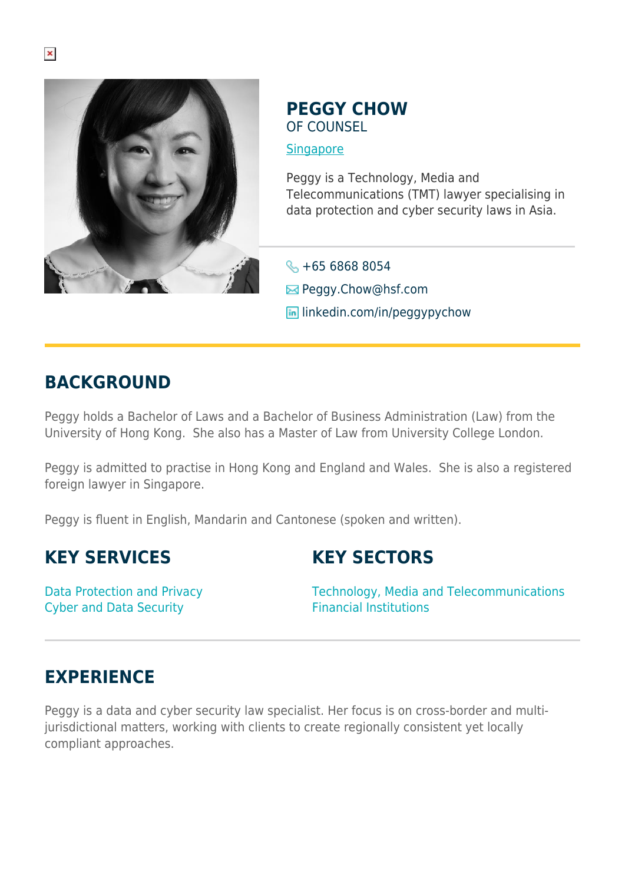# PEGGY CHOW

OF COUNSEL

Singapore

Peggy is a Technology, Media and Telecommunications (TMT) lawyer specialising in data protection and cyber security laws in Asia.

+65 6868 8054

Peggy.Chow@hsf.com

linkedin.com/in/peggypychow

## BACKGROUND

Peggy holds a Bachelor of Laws and a Bachelor of Business Administration (Law) from the University of Hong Kong. She also has a Master of Law from University College London.

Peggy is admitted to practise in Hong Kong and England and Wales. She is also a registered foreign lawyer in Singapore.

Peggy is fluent in English, Mandarin and Cantonese (spoken and written).

## KEY SERVICES

Data Protection and Privacy
Cyber and Data Security

## KEY SECTORS

Technology, Media and Telecommunications
Financial Institutions

## EXPERIENCE

Peggy is a data and cyber security law specialist. Her focus is on cross-border and multi-jurisdictional matters, working with clients to create regionally consistent yet locally compliant approaches.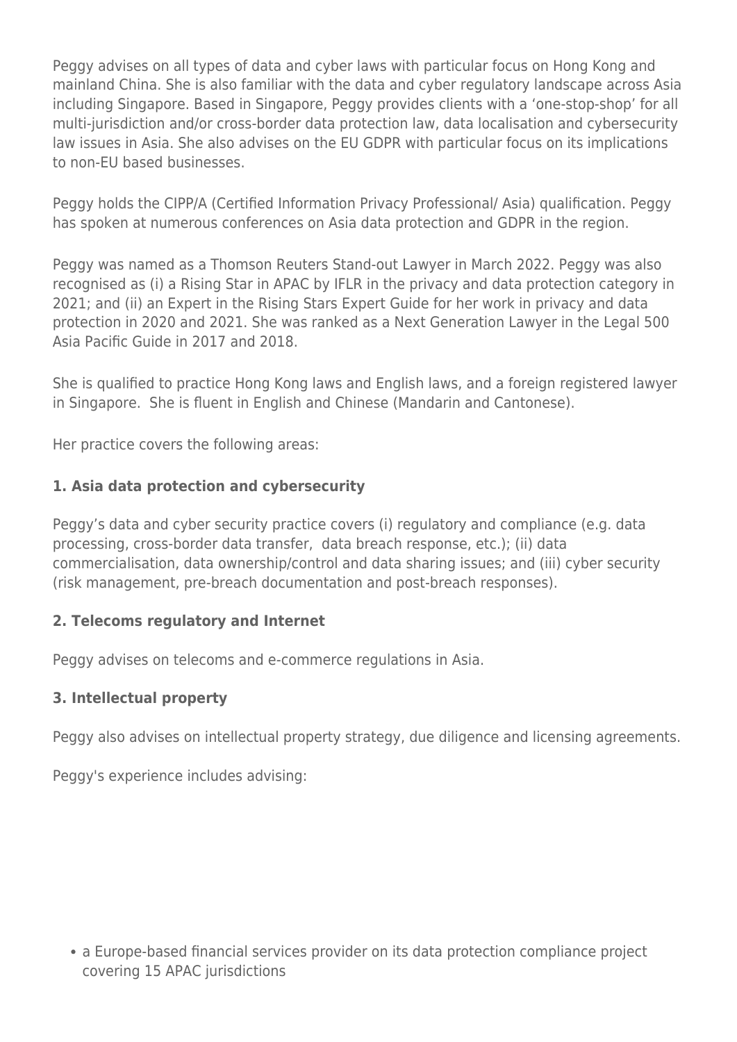Peggy advises on all types of data and cyber laws with particular focus on Hong Kong and mainland China. She is also familiar with the data and cyber regulatory landscape across Asia including Singapore. Based in Singapore, Peggy provides clients with a 'one-stop-shop' for all multi-jurisdiction and/or cross-border data protection law, data localisation and cybersecurity law issues in Asia. She also advises on the EU GDPR with particular focus on its implications to non-EU based businesses.

Peggy holds the CIPP/A (Certified Information Privacy Professional/ Asia) qualification. Peggy has spoken at numerous conferences on Asia data protection and GDPR in the region.

Peggy was named as a Thomson Reuters Stand-out Lawyer in March 2022. Peggy was also recognised as (i) a Rising Star in APAC by IFLR in the privacy and data protection category in 2021; and (ii) an Expert in the Rising Stars Expert Guide for her work in privacy and data protection in 2020 and 2021. She was ranked as a Next Generation Lawyer in the Legal 500 Asia Pacific Guide in 2017 and 2018.

She is qualified to practice Hong Kong laws and English laws, and a foreign registered lawyer in Singapore. She is fluent in English and Chinese (Mandarin and Cantonese).

Her practice covers the following areas:

### 1. Asia data protection and cybersecurity

Peggy's data and cyber security practice covers (i) regulatory and compliance (e.g. data processing, cross-border data transfer, data breach response, etc.); (ii) data commercialisation, data ownership/control and data sharing issues; and (iii) cyber security (risk management, pre-breach documentation and post-breach responses).

### 2. Telecoms regulatory and Internet

Peggy advises on telecoms and e-commerce regulations in Asia.

### 3. Intellectual property

Peggy also advises on intellectual property strategy, due diligence and licensing agreements.

Peggy's experience includes advising:

- a Europe-based financial services provider on its data protection compliance project covering 15 APAC jurisdictions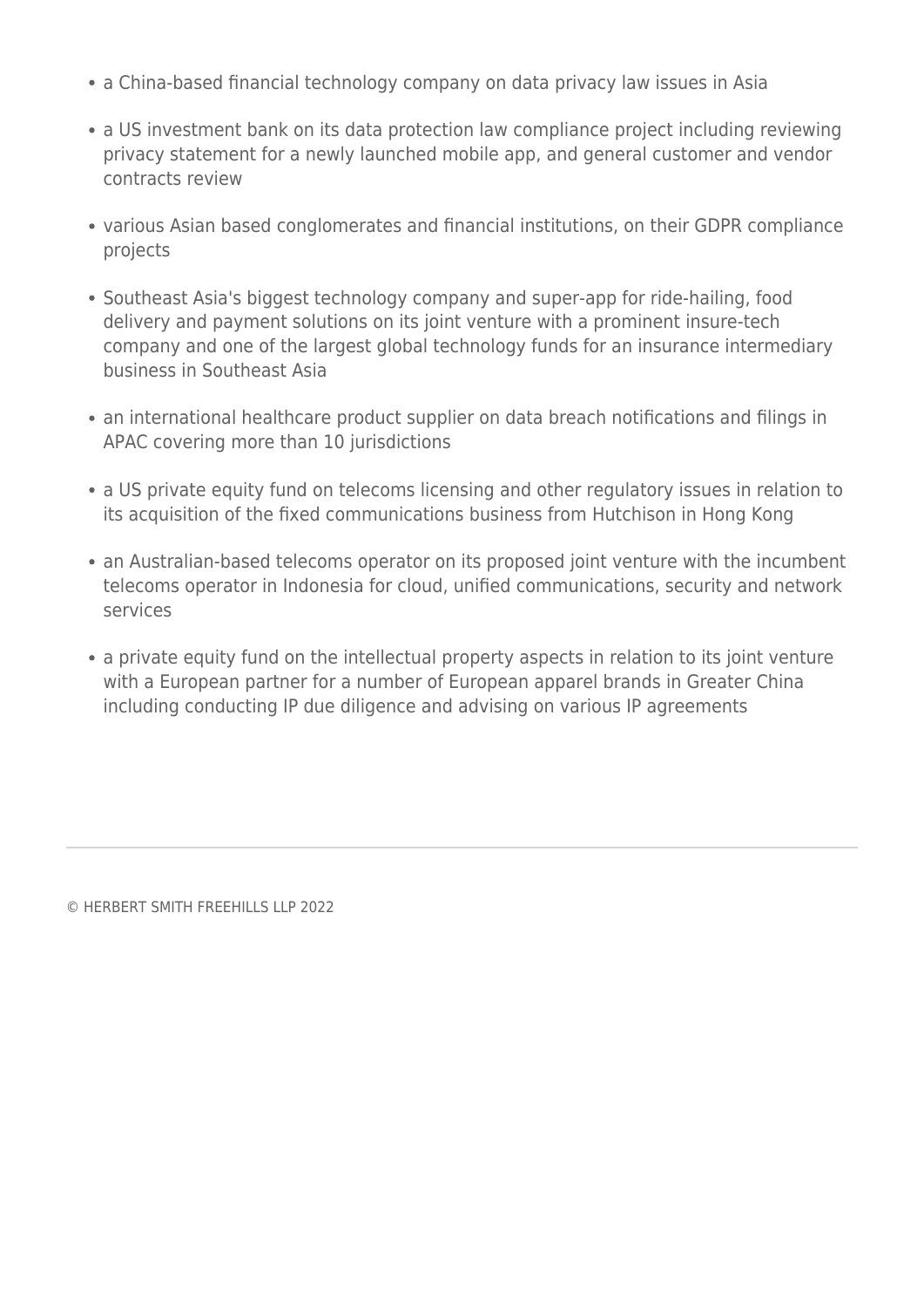- a China-based financial technology company on data privacy law issues in Asia
- a US investment bank on its data protection law compliance project including reviewing privacy statement for a newly launched mobile app, and general customer and vendor contracts review
- various Asian based conglomerates and financial institutions, on their GDPR compliance projects
- Southeast Asia's biggest technology company and super-app for ride-hailing, food delivery and payment solutions on its joint venture with a prominent insure-tech company and one of the largest global technology funds for an insurance intermediary business in Southeast Asia
- an international healthcare product supplier on data breach notifications and filings in APAC covering more than 10 jurisdictions
- a US private equity fund on telecoms licensing and other regulatory issues in relation to its acquisition of the fixed communications business from Hutchison in Hong Kong
- an Australian-based telecoms operator on its proposed joint venture with the incumbent telecoms operator in Indonesia for cloud, unified communications, security and network services
- a private equity fund on the intellectual property aspects in relation to its joint venture with a European partner for a number of European apparel brands in Greater China including conducting IP due diligence and advising on various IP agreements

---

© HERBERT SMITH FREEHILLS LLP 2022